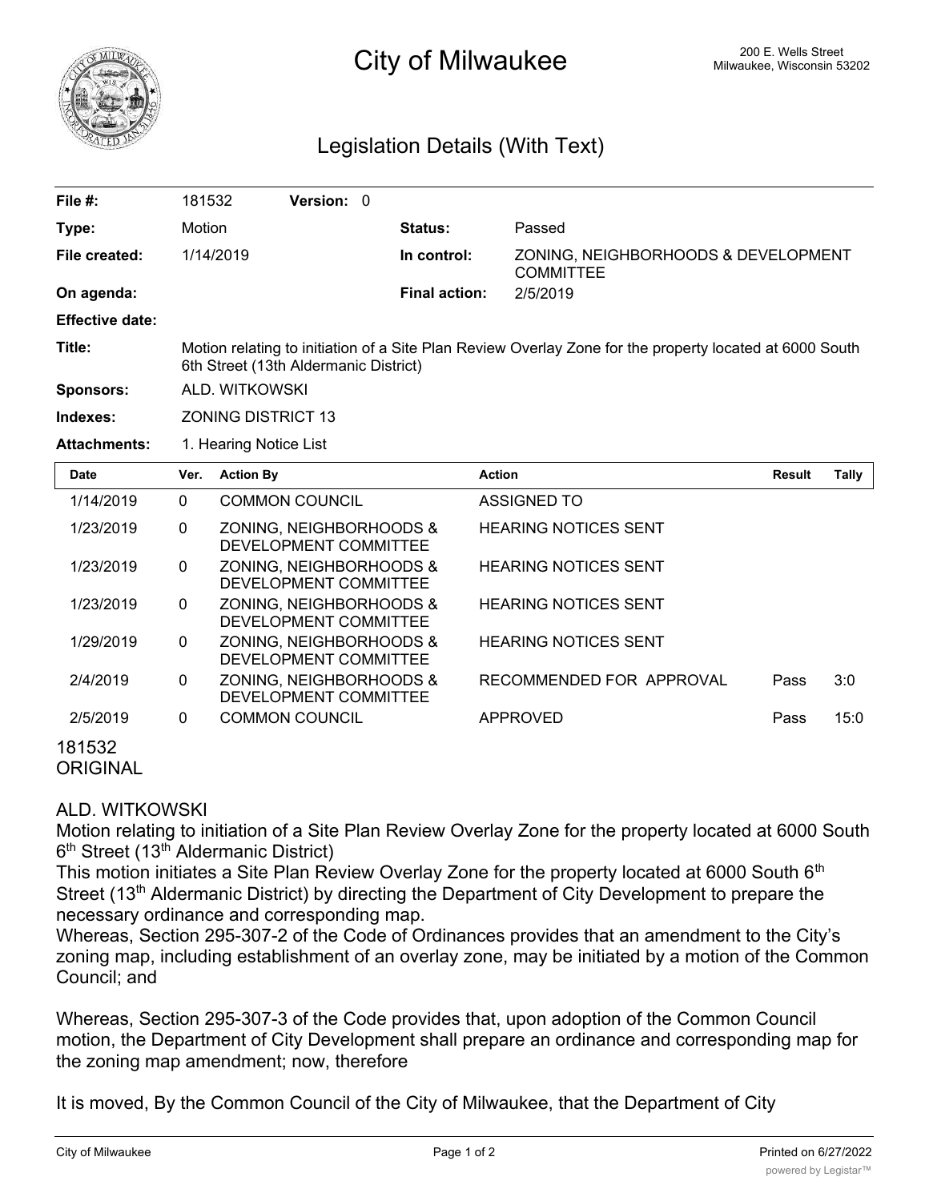# City of Milwaukee

200 E. Wells Street
Milwaukee, Wisconsin 53202

## Legislation Details (With Text)

| | | | |
|---|---|---|---|
| **File #:** | 181532 **Version:** 0 | | |
| **Type:** | Motion | **Status:** | Passed |
| **File created:** | 1/14/2019 | **In control:** | ZONING, NEIGHBORHOODS & DEVELOPMENT COMMITTEE |
| **On agenda:** | | **Final action:** | 2/5/2019 |
| **Effective date:** | | | |
| **Title:** | Motion relating to initiation of a Site Plan Review Overlay Zone for the property located at 6000 South 6th Street (13th Aldermanic District) | | |
| **Sponsors:** | ALD. WITKOWSKI | | |
| **Indexes:** | ZONING DISTRICT 13 | | |
| **Attachments:** | 1. Hearing Notice List | | |

| Date | Ver. | Action By | Action | Result | Tally |
|---|---|---|---|---|---|
| 1/14/2019 | 0 | COMMON COUNCIL | ASSIGNED TO | | |
| 1/23/2019 | 0 | ZONING, NEIGHBORHOODS & DEVELOPMENT COMMITTEE | HEARING NOTICES SENT | | |
| 1/23/2019 | 0 | ZONING, NEIGHBORHOODS & DEVELOPMENT COMMITTEE | HEARING NOTICES SENT | | |
| 1/23/2019 | 0 | ZONING, NEIGHBORHOODS & DEVELOPMENT COMMITTEE | HEARING NOTICES SENT | | |
| 1/29/2019 | 0 | ZONING, NEIGHBORHOODS & DEVELOPMENT COMMITTEE | HEARING NOTICES SENT | | |
| 2/4/2019 | 0 | ZONING, NEIGHBORHOODS & DEVELOPMENT COMMITTEE | RECOMMENDED FOR APPROVAL | Pass | 3:0 |
| 2/5/2019 | 0 | COMMON COUNCIL | APPROVED | Pass | 15:0 |

181532
ORIGINAL

ALD. WITKOWSKI
Motion relating to initiation of a Site Plan Review Overlay Zone for the property located at 6000 South 6th Street (13th Aldermanic District)
This motion initiates a Site Plan Review Overlay Zone for the property located at 6000 South 6th Street (13th Aldermanic District) by directing the Department of City Development to prepare the necessary ordinance and corresponding map.
Whereas, Section 295-307-2 of the Code of Ordinances provides that an amendment to the City's zoning map, including establishment of an overlay zone, may be initiated by a motion of the Common Council; and

Whereas, Section 295-307-3 of the Code provides that, upon adoption of the Common Council motion, the Department of City Development shall prepare an ordinance and corresponding map for the zoning map amendment; now, therefore

It is moved, By the Common Council of the City of Milwaukee, that the Department of City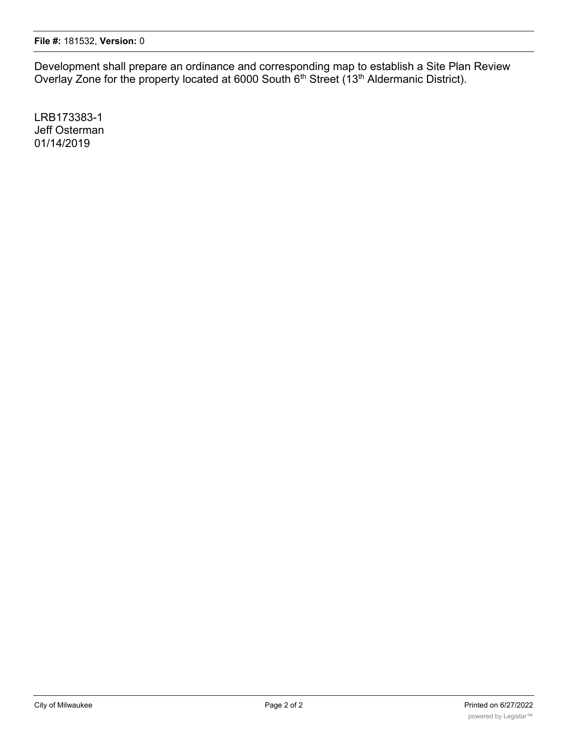Development shall prepare an ordinance and corresponding map to establish a Site Plan Review Overlay Zone for the property located at 6000 South 6th Street (13th Aldermanic District).

LRB173383-1
Jeff Osterman
01/14/2019